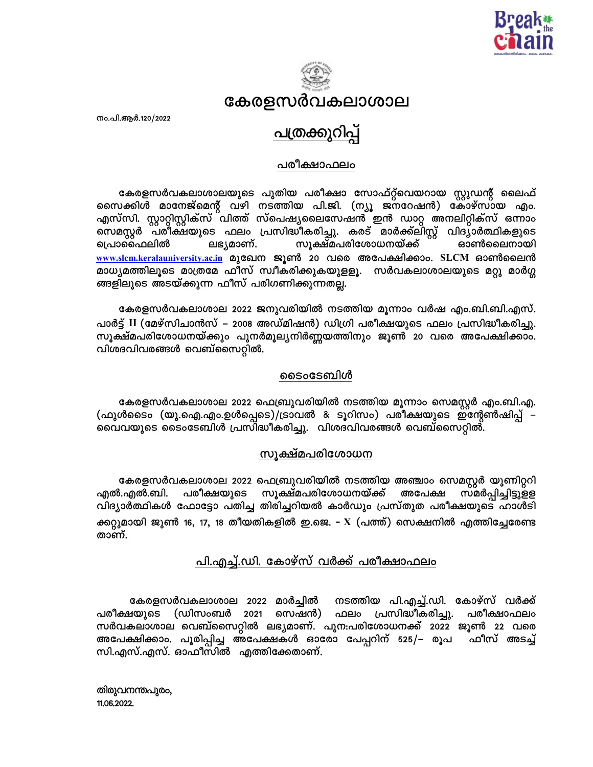# കേരളസർവകലാശാല

നം.പി.ആർ.120/2022

## പത്രക്കുറിപ്പ്

### പരീക്ഷാഫലം

കേരളസർവകലാശാലയുടെ പുതിയ പരീക്ഷാ സോഫ്റ്റ്‌വെയറായ സ്റ്റുഡന്റ് ലൈഫ് സൈക്കിൾ മാനേജ്മെന്റ് വഴി നടത്തിയ പി.ജി. (ന്യൂ ജനറേഷൻ) കോഴ്സായ എം. എസ്‌സി. സ്റ്റാറ്റിസ്റ്റിക്സ് വിത്ത് സ്പെഷ്യലൈസേഷൻ ഇൻ ഡാറ്റ അനലിറ്റിക്സ് ഒന്നാം സെമസ്റ്റർ പരീക്ഷയുടെ ഫലം പ്രസിദ്ധീകരിച്ചു. കരട് മാർക്ക്‌ലിസ്റ്റ് വിദ്യാർത്ഥികളുടെ പ്രൊഫൈലിൽ ലഭ്യമാണ്. സൂക്ഷ്മപരിശോധനയ്ക്ക് ഓൺലൈനായി www.slcm.keralauniversity.ac.in മുഖേന ജൂൺ 20 വരെ അപേക്ഷിക്കാം. SLCM ഓൺലൈൻ മാധ്യമത്തിലൂടെ മാത്രമേ ഫീസ് സ്വീകരിക്കുകയുള്ളൂ. സർവകലാശാലയുടെ മറ്റു മാർഗ്ഗങ്ങളിലൂടെ അടയ്ക്കുന്ന ഫീസ് പരിഗണിക്കുന്നതല്ല.

കേരളസർവകലാശാല 2022 ജനുവരിയിൽ നടത്തിയ മൂന്നാം വർഷ എം.ബി.ബി.എസ്. പാർട്ട് II (മേഴ്സിചാൻസ് – 2008 അഡ്മിഷൻ) ഡിഗ്രി പരീക്ഷയുടെ ഫലം പ്രസിദ്ധീകരിച്ചു. സൂക്ഷ്മപരിശോധനയ്ക്കും പുനർമൂല്യനിർണ്ണയത്തിനും ജൂൺ 20 വരെ അപേക്ഷിക്കാം. വിശദവിവരങ്ങൾ വെബ്സൈറ്റിൽ.

### ടൈംടേബിൾ

കേരളസർവകലാശാല 2022 ഫെബ്രുവരിയിൽ നടത്തിയ മൂന്നാം സെമസ്റ്റർ എം.ബി.എ. (ഫുൾടൈം (യു.ഐ.എം.ഉൾപ്പെടെ)/ട്രാവൽ & ടൂറിസം) പരീക്ഷയുടെ ഇന്റേൺഷിപ്പ് – വൈവയുടെ ടൈംടേബിൾ പ്രസിദ്ധീകരിച്ചു. വിശദവിവരങ്ങൾ വെബ്സൈറ്റിൽ.

### സൂക്ഷ്മപരിശോധന

കേരളസർവകലാശാല 2022 ഫെബ്രുവരിയിൽ നടത്തിയ അഞ്ചാം സെമസ്റ്റർ യൂണിറ്ററി എൽ.എൽ.ബി. പരീക്ഷയുടെ സൂക്ഷ്മപരിശോധനയ്ക്ക് അപേക്ഷ സമർപ്പിച്ചിട്ടുള്ള വിദ്യാർത്ഥികൾ ഫോട്ടോ പതിച്ച തിരിച്ചറിയൽ കാർഡും പ്രസ്തുത പരീക്ഷയുടെ ഹാൾടിക്കറ്റുമായി ജൂൺ 16, 17, 18 തീയതികളിൽ ഇ.ജെ. - X (പത്ത്) സെക്ഷനിൽ എത്തിച്ചേരേണ്ടതാണ്.

### പി.എച്ച്.ഡി. കോഴ്സ് വർക്ക് പരീക്ഷാഫലം

കേരളസർവകലാശാല 2022 മാർച്ചിൽ നടത്തിയ പി.എച്ച്.ഡി. കോഴ്സ് വർക്ക് പരീക്ഷയുടെ (ഡിസംബർ 2021 സെഷൻ) ഫലം പ്രസിദ്ധീകരിച്ചു. പരീക്ഷാഫലം സർവകലാശാല വെബ്സൈറ്റിൽ ലഭ്യമാണ്. പുനഃപരിശോധനക്ക് 2022 ജൂൺ 22 വരെ അപേക്ഷിക്കാം. പൂരിപ്പിച്ച അപേക്ഷകൾ ഓരോ പേപ്പറിന് 525/– രൂപ ഫീസ് അടച്ച് സി.എസ്.എസ്. ഓഫീസിൽ എത്തിക്കേതാണ്.

തിരുവനന്തപുരം,
11.06.2022.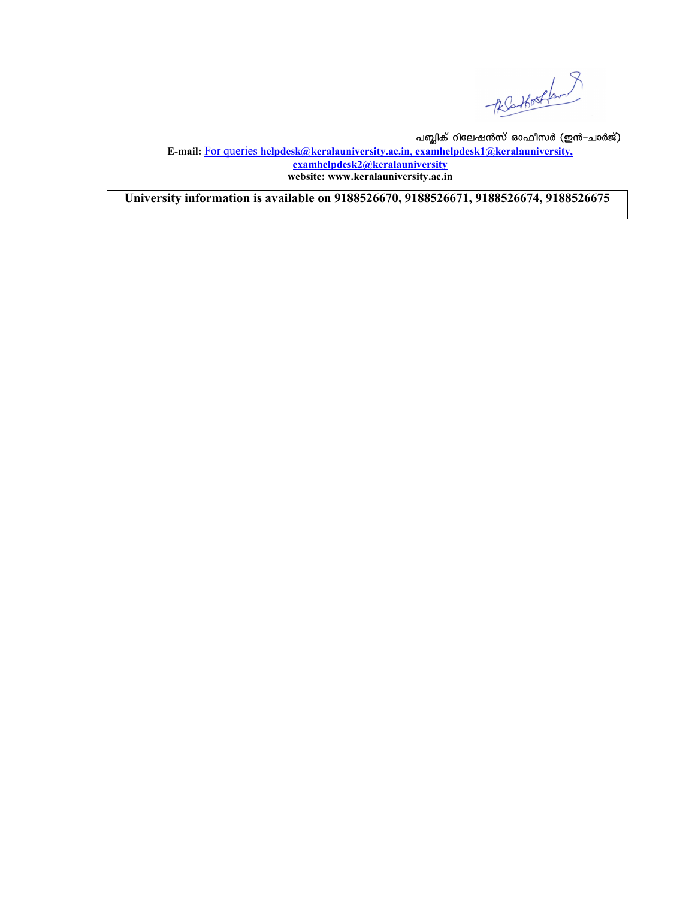പബ്ലിക് റിലേഷൻസ് ഓഫീസർ (ഇൻ–ചാർജ്)

**E-mail:** For queries **helpdesk@keralauniversity.ac.in**, **examhelpdesk1@keralauniversity,** **examhelpdesk2@keralauniversity**

**website: www.keralauniversity.ac.in**

**University information is available on 9188526670, 9188526671, 9188526674, 9188526675**